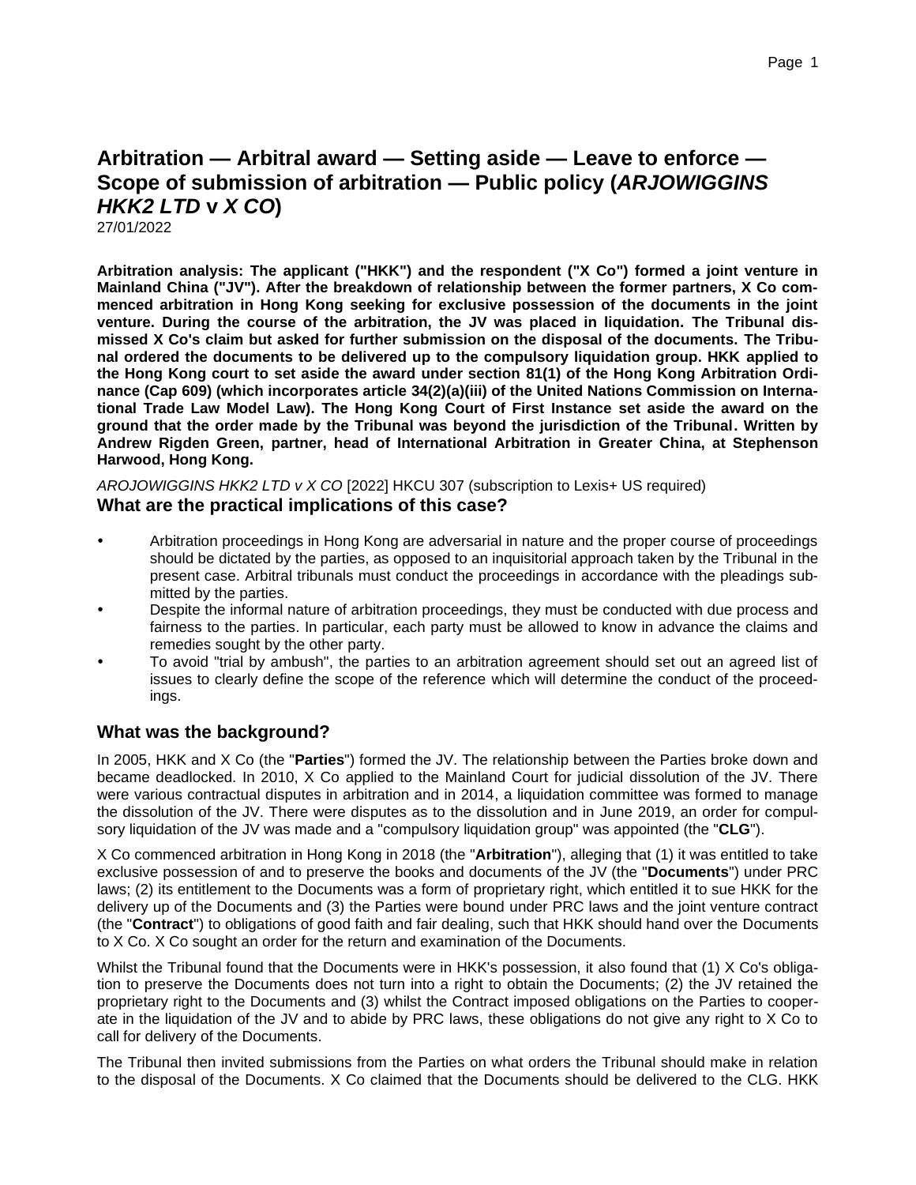# Arbitration — Arbitral award — Setting aside — Leave to enforce — Scope of submission of arbitration — Public policy (*ARJOWIGGINS HKK2 LTD* v *X CO*)

27/01/2022

**Arbitration analysis: The applicant ("HKK") and the respondent ("X Co") formed a joint venture in Mainland China ("JV"). After the breakdown of relationship between the former partners, X Co commenced arbitration in Hong Kong seeking for exclusive possession of the documents in the joint venture. During the course of the arbitration, the JV was placed in liquidation. The Tribunal dismissed X Co's claim but asked for further submission on the disposal of the documents. The Tribunal ordered the documents to be delivered up to the compulsory liquidation group. HKK applied to the Hong Kong court to set aside the award under section 81(1) of the Hong Kong Arbitration Ordinance (Cap 609) (which incorporates article 34(2)(a)(iii) of the United Nations Commission on International Trade Law Model Law). The Hong Kong Court of First Instance set aside the award on the ground that the order made by the Tribunal was beyond the jurisdiction of the Tribunal. Written by Andrew Rigden Green, partner, head of International Arbitration in Greater China, at Stephenson Harwood, Hong Kong.**

*AROJOWIGGINS HKK2 LTD v X CO* [2022] HKCU 307 (subscription to Lexis+ US required)

## What are the practical implications of this case?

- Arbitration proceedings in Hong Kong are adversarial in nature and the proper course of proceedings should be dictated by the parties, as opposed to an inquisitorial approach taken by the Tribunal in the present case. Arbitral tribunals must conduct the proceedings in accordance with the pleadings submitted by the parties.
- Despite the informal nature of arbitration proceedings, they must be conducted with due process and fairness to the parties. In particular, each party must be allowed to know in advance the claims and remedies sought by the other party.
- To avoid "trial by ambush", the parties to an arbitration agreement should set out an agreed list of issues to clearly define the scope of the reference which will determine the conduct of the proceedings.

## What was the background?

In 2005, HKK and X Co (the "**Parties**") formed the JV. The relationship between the Parties broke down and became deadlocked. In 2010, X Co applied to the Mainland Court for judicial dissolution of the JV. There were various contractual disputes in arbitration and in 2014, a liquidation committee was formed to manage the dissolution of the JV. There were disputes as to the dissolution and in June 2019, an order for compulsory liquidation of the JV was made and a "compulsory liquidation group" was appointed (the "**CLG**").

X Co commenced arbitration in Hong Kong in 2018 (the "**Arbitration**"), alleging that (1) it was entitled to take exclusive possession of and to preserve the books and documents of the JV (the "**Documents**") under PRC laws; (2) its entitlement to the Documents was a form of proprietary right, which entitled it to sue HKK for the delivery up of the Documents and (3) the Parties were bound under PRC laws and the joint venture contract (the "**Contract**") to obligations of good faith and fair dealing, such that HKK should hand over the Documents to X Co. X Co sought an order for the return and examination of the Documents.

Whilst the Tribunal found that the Documents were in HKK's possession, it also found that (1) X Co's obligation to preserve the Documents does not turn into a right to obtain the Documents; (2) the JV retained the proprietary right to the Documents and (3) whilst the Contract imposed obligations on the Parties to cooperate in the liquidation of the JV and to abide by PRC laws, these obligations do not give any right to X Co to call for delivery of the Documents.

The Tribunal then invited submissions from the Parties on what orders the Tribunal should make in relation to the disposal of the Documents. X Co claimed that the Documents should be delivered to the CLG. HKK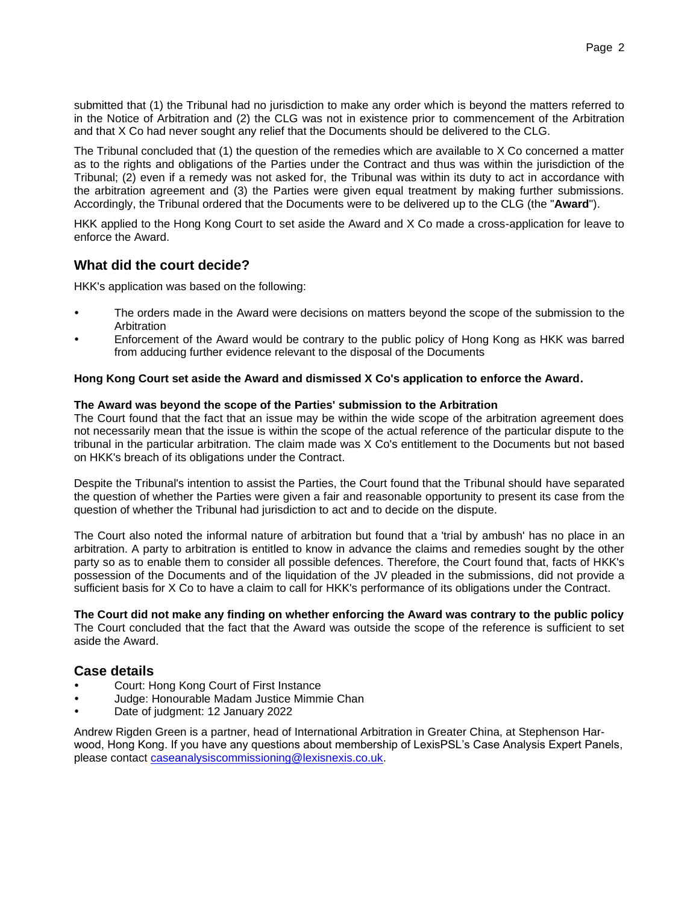submitted that (1) the Tribunal had no jurisdiction to make any order which is beyond the matters referred to in the Notice of Arbitration and (2) the CLG was not in existence prior to commencement of the Arbitration and that X Co had never sought any relief that the Documents should be delivered to the CLG.

The Tribunal concluded that (1) the question of the remedies which are available to X Co concerned a matter as to the rights and obligations of the Parties under the Contract and thus was within the jurisdiction of the Tribunal; (2) even if a remedy was not asked for, the Tribunal was within its duty to act in accordance with the arbitration agreement and (3) the Parties were given equal treatment by making further submissions. Accordingly, the Tribunal ordered that the Documents were to be delivered up to the CLG (the "**Award**").

HKK applied to the Hong Kong Court to set aside the Award and X Co made a cross-application for leave to enforce the Award.

## What did the court decide?

HKK's application was based on the following:

- The orders made in the Award were decisions on matters beyond the scope of the submission to the Arbitration
- Enforcement of the Award would be contrary to the public policy of Hong Kong as HKK was barred from adducing further evidence relevant to the disposal of the Documents

**Hong Kong Court set aside the Award and dismissed X Co's application to enforce the Award.**

**The Award was beyond the scope of the Parties' submission to the Arbitration**
The Court found that the fact that an issue may be within the wide scope of the arbitration agreement does not necessarily mean that the issue is within the scope of the actual reference of the particular dispute to the tribunal in the particular arbitration. The claim made was X Co's entitlement to the Documents but not based on HKK's breach of its obligations under the Contract.

Despite the Tribunal's intention to assist the Parties, the Court found that the Tribunal should have separated the question of whether the Parties were given a fair and reasonable opportunity to present its case from the question of whether the Tribunal had jurisdiction to act and to decide on the dispute.

The Court also noted the informal nature of arbitration but found that a 'trial by ambush' has no place in an arbitration. A party to arbitration is entitled to know in advance the claims and remedies sought by the other party so as to enable them to consider all possible defences. Therefore, the Court found that, facts of HKK's possession of the Documents and of the liquidation of the JV pleaded in the submissions, did not provide a sufficient basis for X Co to have a claim to call for HKK's performance of its obligations under the Contract.

**The Court did not make any finding on whether enforcing the Award was contrary to the public policy**
The Court concluded that the fact that the Award was outside the scope of the reference is sufficient to set aside the Award.

## Case details

- Court: Hong Kong Court of First Instance
- Judge: Honourable Madam Justice Mimmie Chan
- Date of judgment: 12 January 2022

Andrew Rigden Green is a partner, head of International Arbitration in Greater China, at Stephenson Harwood, Hong Kong. If you have any questions about membership of LexisPSL's Case Analysis Expert Panels, please contact caseanalysiscommissioning@lexisnexis.co.uk.